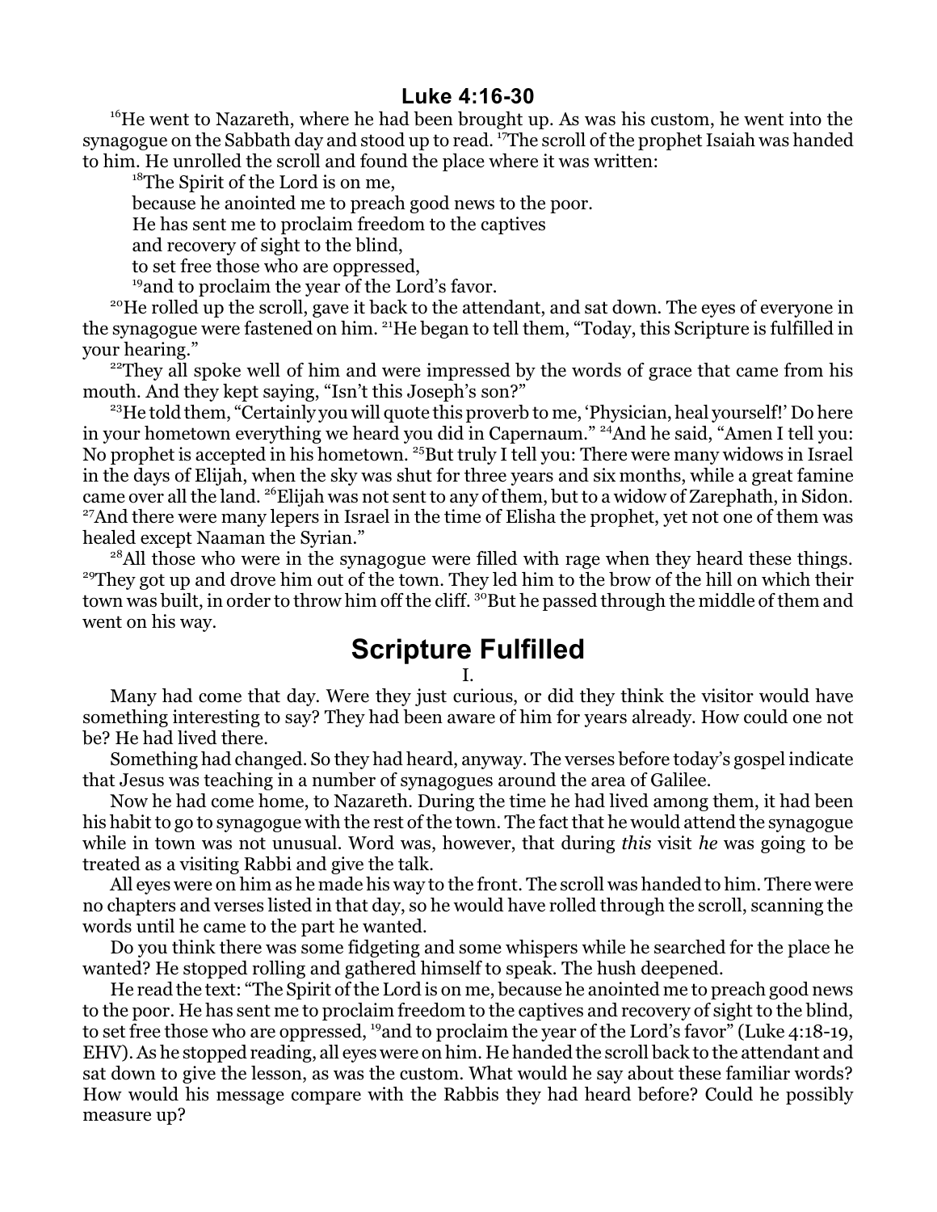## Luke 4:16-30

[16]He went to Nazareth, where he had been brought up. As was his custom, he went into the synagogue on the Sabbath day and stood up to read. [17]The scroll of the prophet Isaiah was handed to him. He unrolled the scroll and found the place where it was written:

> [18]The Spirit of the Lord is on me,
> because he anointed me to preach good news to the poor.
> He has sent me to proclaim freedom to the captives
> and recovery of sight to the blind,
> to set free those who are oppressed,
> [19]and to proclaim the year of the Lord's favor.

[20]He rolled up the scroll, gave it back to the attendant, and sat down. The eyes of everyone in the synagogue were fastened on him. [21]He began to tell them, "Today, this Scripture is fulfilled in your hearing."

[22]They all spoke well of him and were impressed by the words of grace that came from his mouth. And they kept saying, "Isn't this Joseph's son?"

[23]He told them, "Certainly you will quote this proverb to me, 'Physician, heal yourself!' Do here in your hometown everything we heard you did in Capernaum." [24]And he said, "Amen I tell you: No prophet is accepted in his hometown. [25]But truly I tell you: There were many widows in Israel in the days of Elijah, when the sky was shut for three years and six months, while a great famine came over all the land. [26]Elijah was not sent to any of them, but to a widow of Zarephath, in Sidon. [27]And there were many lepers in Israel in the time of Elisha the prophet, yet not one of them was healed except Naaman the Syrian."

[28]All those who were in the synagogue were filled with rage when they heard these things. [29]They got up and drove him out of the town. They led him to the brow of the hill on which their town was built, in order to throw him off the cliff. [30]But he passed through the middle of them and went on his way.

# Scripture Fulfilled

I.

Many had come that day. Were they just curious, or did they think the visitor would have something interesting to say? They had been aware of him for years already. How could one not be? He had lived there.

Something had changed. So they had heard, anyway. The verses before today's gospel indicate that Jesus was teaching in a number of synagogues around the area of Galilee.

Now he had come home, to Nazareth. During the time he had lived among them, it had been his habit to go to synagogue with the rest of the town. The fact that he would attend the synagogue while in town was not unusual. Word was, however, that during *this* visit *he* was going to be treated as a visiting Rabbi and give the talk.

All eyes were on him as he made his way to the front. The scroll was handed to him. There were no chapters and verses listed in that day, so he would have rolled through the scroll, scanning the words until he came to the part he wanted.

Do you think there was some fidgeting and some whispers while he searched for the place he wanted? He stopped rolling and gathered himself to speak. The hush deepened.

He read the text: "The Spirit of the Lord is on me, because he anointed me to preach good news to the poor. He has sent me to proclaim freedom to the captives and recovery of sight to the blind, to set free those who are oppressed, [19]and to proclaim the year of the Lord's favor" (Luke 4:18-19, EHV). As he stopped reading, all eyes were on him. He handed the scroll back to the attendant and sat down to give the lesson, as was the custom. What would he say about these familiar words? How would his message compare with the Rabbis they had heard before? Could he possibly measure up?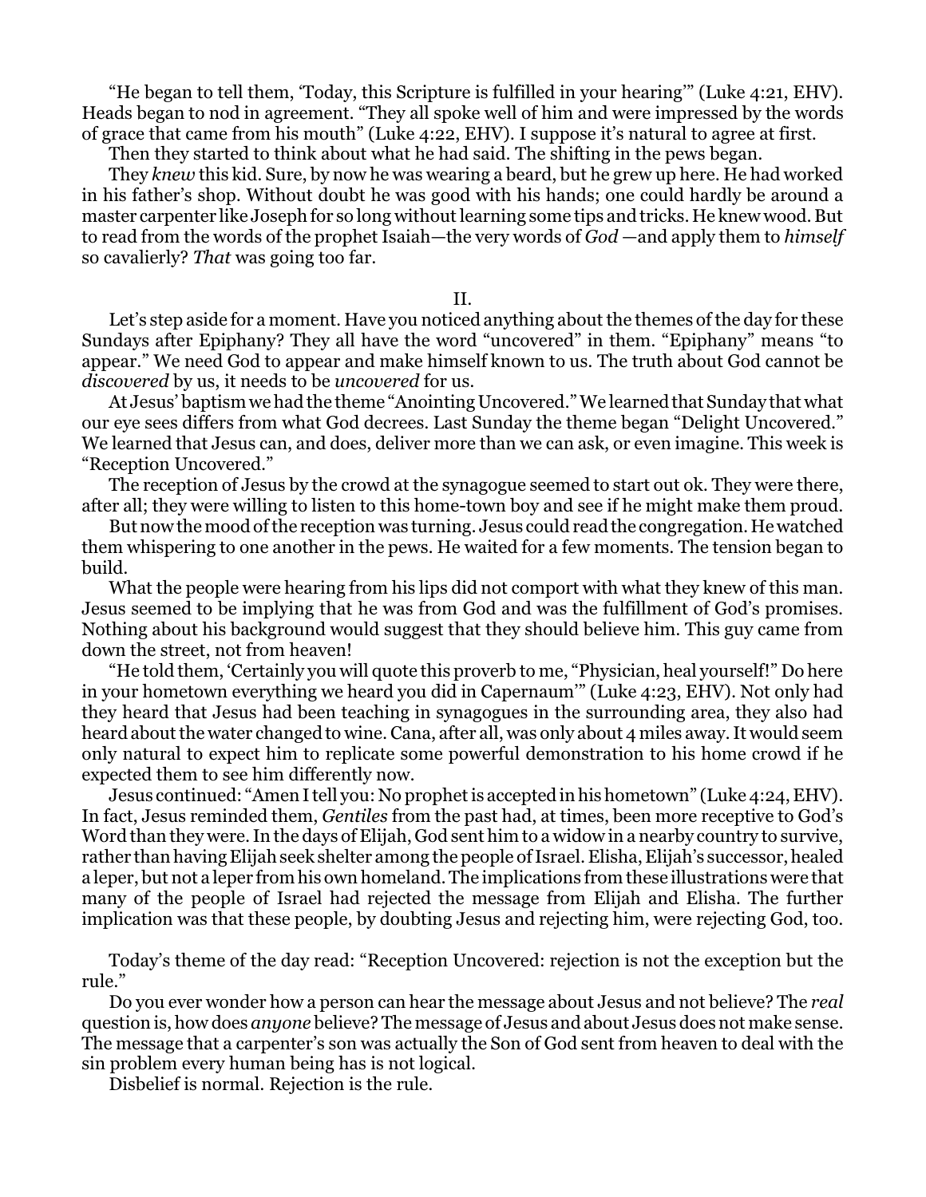"He began to tell them, 'Today, this Scripture is fulfilled in your hearing'" (Luke 4:21, EHV). Heads began to nod in agreement. "They all spoke well of him and were impressed by the words of grace that came from his mouth" (Luke 4:22, EHV). I suppose it's natural to agree at first.

Then they started to think about what he had said. The shifting in the pews began.

They *knew* this kid. Sure, by now he was wearing a beard, but he grew up here. He had worked in his father's shop. Without doubt he was good with his hands; one could hardly be around a master carpenter like Joseph for so long without learning some tips and tricks. He knew wood. But to read from the words of the prophet Isaiah—the very words of *God* —and apply them to *himself* so cavalierly? *That* was going too far.

II.

Let's step aside for a moment. Have you noticed anything about the themes of the day for these Sundays after Epiphany? They all have the word "uncovered" in them. "Epiphany" means "to appear." We need God to appear and make himself known to us. The truth about God cannot be *discovered* by us, it needs to be *uncovered* for us.

At Jesus' baptism we had the theme "Anointing Uncovered." We learned that Sunday that what our eye sees differs from what God decrees. Last Sunday the theme began "Delight Uncovered." We learned that Jesus can, and does, deliver more than we can ask, or even imagine. This week is "Reception Uncovered."

The reception of Jesus by the crowd at the synagogue seemed to start out ok. They were there, after all; they were willing to listen to this home-town boy and see if he might make them proud.

But now the mood of the reception was turning. Jesus could read the congregation. He watched them whispering to one another in the pews. He waited for a few moments. The tension began to build.

What the people were hearing from his lips did not comport with what they knew of this man. Jesus seemed to be implying that he was from God and was the fulfillment of God's promises. Nothing about his background would suggest that they should believe him. This guy came from down the street, not from heaven!

"He told them, 'Certainly you will quote this proverb to me, "Physician, heal yourself!" Do here in your hometown everything we heard you did in Capernaum'" (Luke 4:23, EHV). Not only had they heard that Jesus had been teaching in synagogues in the surrounding area, they also had heard about the water changed to wine. Cana, after all, was only about 4 miles away. It would seem only natural to expect him to replicate some powerful demonstration to his home crowd if he expected them to see him differently now.

Jesus continued: "Amen I tell you: No prophet is accepted in his hometown" (Luke 4:24, EHV). In fact, Jesus reminded them, *Gentiles* from the past had, at times, been more receptive to God's Word than they were. In the days of Elijah, God sent him to a widow in a nearby country to survive, rather than having Elijah seek shelter among the people of Israel. Elisha, Elijah's successor, healed a leper, but not a leper from his own homeland. The implications from these illustrations were that many of the people of Israel had rejected the message from Elijah and Elisha. The further implication was that these people, by doubting Jesus and rejecting him, were rejecting God, too.

Today's theme of the day read: "Reception Uncovered: rejection is not the exception but the rule."

Do you ever wonder how a person can hear the message about Jesus and not believe? The *real* question is, how does *anyone* believe? The message of Jesus and about Jesus does not make sense. The message that a carpenter's son was actually the Son of God sent from heaven to deal with the sin problem every human being has is not logical.

Disbelief is normal. Rejection is the rule.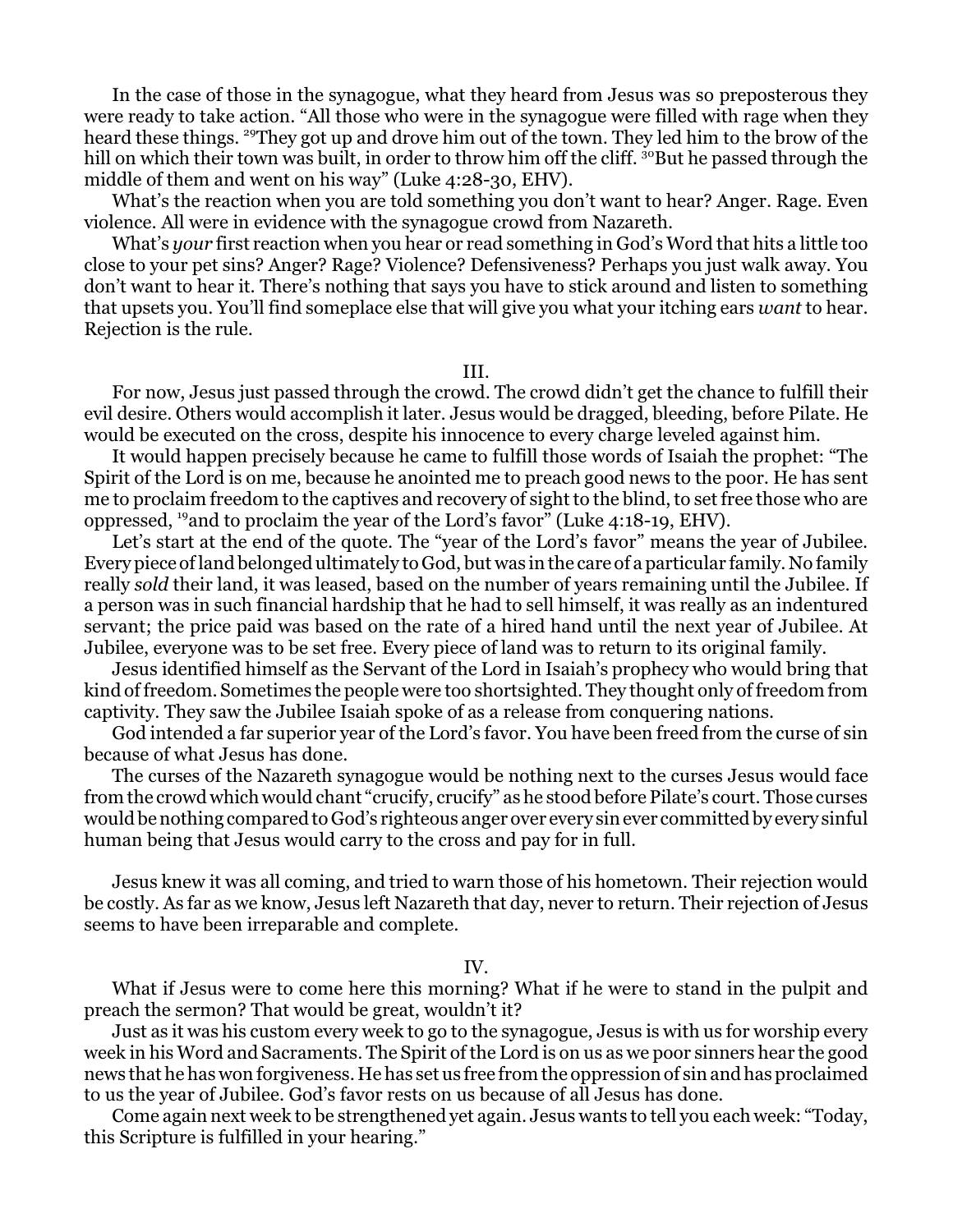In the case of those in the synagogue, what they heard from Jesus was so preposterous they were ready to take action. "All those who were in the synagogue were filled with rage when they heard these things. [29]They got up and drove him out of the town. They led him to the brow of the hill on which their town was built, in order to throw him off the cliff. [30]But he passed through the middle of them and went on his way" (Luke 4:28-30, EHV).

What's the reaction when you are told something you don't want to hear? Anger. Rage. Even violence. All were in evidence with the synagogue crowd from Nazareth.

What's *your* first reaction when you hear or read something in God's Word that hits a little too close to your pet sins? Anger? Rage? Violence? Defensiveness? Perhaps you just walk away. You don't want to hear it. There's nothing that says you have to stick around and listen to something that upsets you. You'll find someplace else that will give you what your itching ears *want* to hear. Rejection is the rule.

III.

For now, Jesus just passed through the crowd. The crowd didn't get the chance to fulfill their evil desire. Others would accomplish it later. Jesus would be dragged, bleeding, before Pilate. He would be executed on the cross, despite his innocence to every charge leveled against him.

It would happen precisely because he came to fulfill those words of Isaiah the prophet: "The Spirit of the Lord is on me, because he anointed me to preach good news to the poor. He has sent me to proclaim freedom to the captives and recovery of sight to the blind, to set free those who are oppressed, [19]and to proclaim the year of the Lord's favor" (Luke 4:18-19, EHV).

Let's start at the end of the quote. The "year of the Lord's favor" means the year of Jubilee. Every piece of land belonged ultimately to God, but was in the care of a particular family. No family really *sold* their land, it was leased, based on the number of years remaining until the Jubilee. If a person was in such financial hardship that he had to sell himself, it was really as an indentured servant; the price paid was based on the rate of a hired hand until the next year of Jubilee. At Jubilee, everyone was to be set free. Every piece of land was to return to its original family.

Jesus identified himself as the Servant of the Lord in Isaiah's prophecy who would bring that kind of freedom. Sometimes the people were too shortsighted. They thought only of freedom from captivity. They saw the Jubilee Isaiah spoke of as a release from conquering nations.

God intended a far superior year of the Lord's favor. You have been freed from the curse of sin because of what Jesus has done.

The curses of the Nazareth synagogue would be nothing next to the curses Jesus would face from the crowd which would chant "crucify, crucify" as he stood before Pilate's court. Those curses would be nothing compared to God's righteous anger over every sin ever committed by every sinful human being that Jesus would carry to the cross and pay for in full.

Jesus knew it was all coming, and tried to warn those of his hometown. Their rejection would be costly. As far as we know, Jesus left Nazareth that day, never to return. Their rejection of Jesus seems to have been irreparable and complete.

IV.

What if Jesus were to come here this morning? What if he were to stand in the pulpit and preach the sermon? That would be great, wouldn't it?

Just as it was his custom every week to go to the synagogue, Jesus is with us for worship every week in his Word and Sacraments. The Spirit of the Lord is on us as we poor sinners hear the good news that he has won forgiveness. He has set us free from the oppression of sin and has proclaimed to us the year of Jubilee. God's favor rests on us because of all Jesus has done.

Come again next week to be strengthened yet again. Jesus wants to tell you each week: "Today, this Scripture is fulfilled in your hearing."